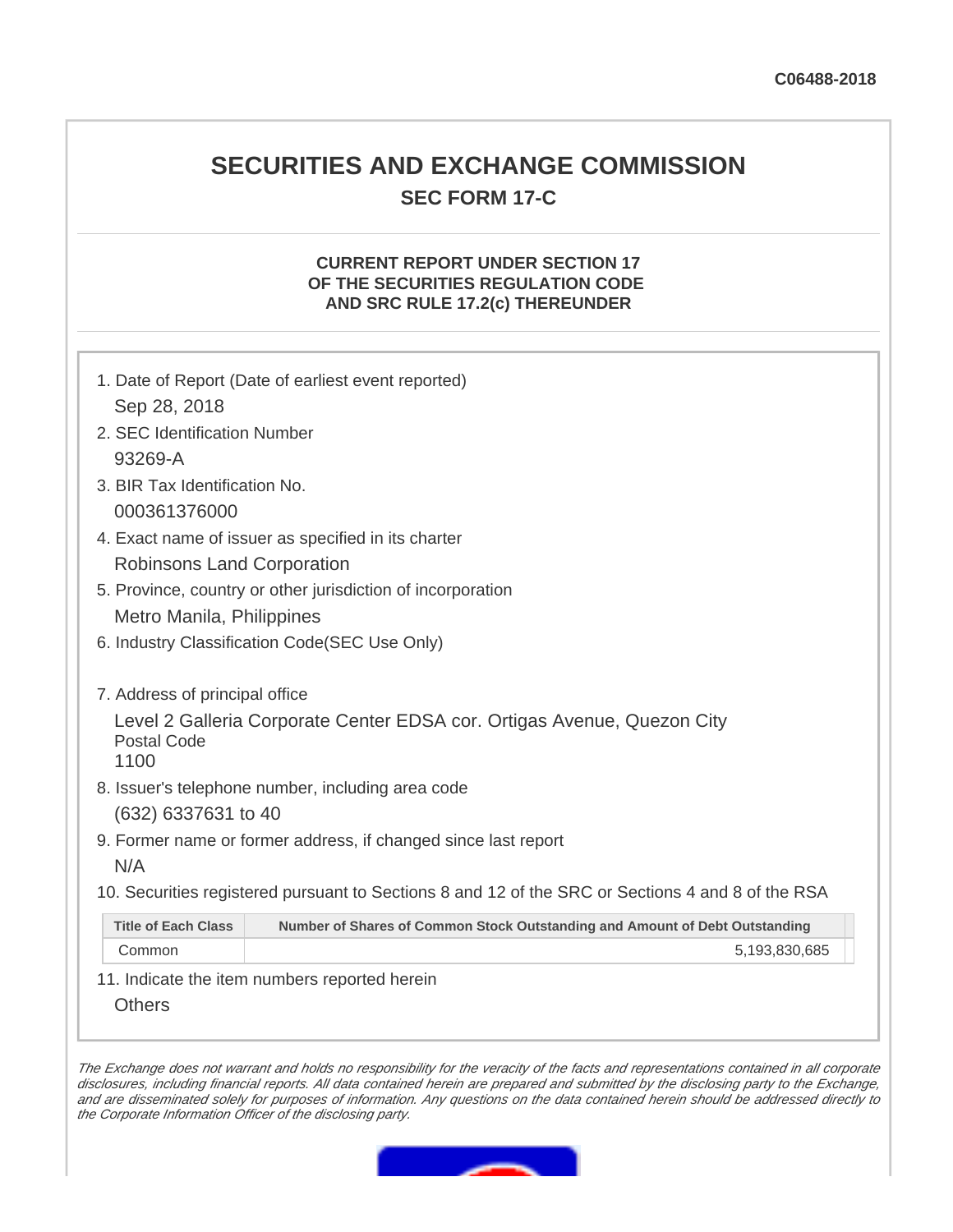C06488-2018

# SECURITIES AND EXCHANGE COMMISSION

## SEC FORM 17-C

### CURRENT REPORT UNDER SECTION 17 OF THE SECURITIES REGULATION CODE AND SRC RULE 17.2(c) THEREUNDER

1. Date of Report (Date of earliest event reported)

   Sep 28, 2018

2. SEC Identification Number

   93269-A

3. BIR Tax Identification No.

   000361376000

4. Exact name of issuer as specified in its charter

   Robinsons Land Corporation

5. Province, country or other jurisdiction of incorporation

   Metro Manila, Philippines

6. Industry Classification Code(SEC Use Only)

7. Address of principal office

   Level 2 Galleria Corporate Center EDSA cor. Ortigas Avenue, Quezon City

   Postal Code

   1100

8. Issuer's telephone number, including area code

   (632) 6337631 to 40

9. Former name or former address, if changed since last report

   N/A

10. Securities registered pursuant to Sections 8 and 12 of the SRC or Sections 4 and 8 of the RSA

| Title of Each Class | Number of Shares of Common Stock Outstanding and Amount of Debt Outstanding |
|---|---|
| Common | 5,193,830,685 |

11. Indicate the item numbers reported herein

    Others

*The Exchange does not warrant and holds no responsibility for the veracity of the facts and representations contained in all corporate disclosures, including financial reports. All data contained herein are prepared and submitted by the disclosing party to the Exchange, and are disseminated solely for purposes of information. Any questions on the data contained herein should be addressed directly to the Corporate Information Officer of the disclosing party.*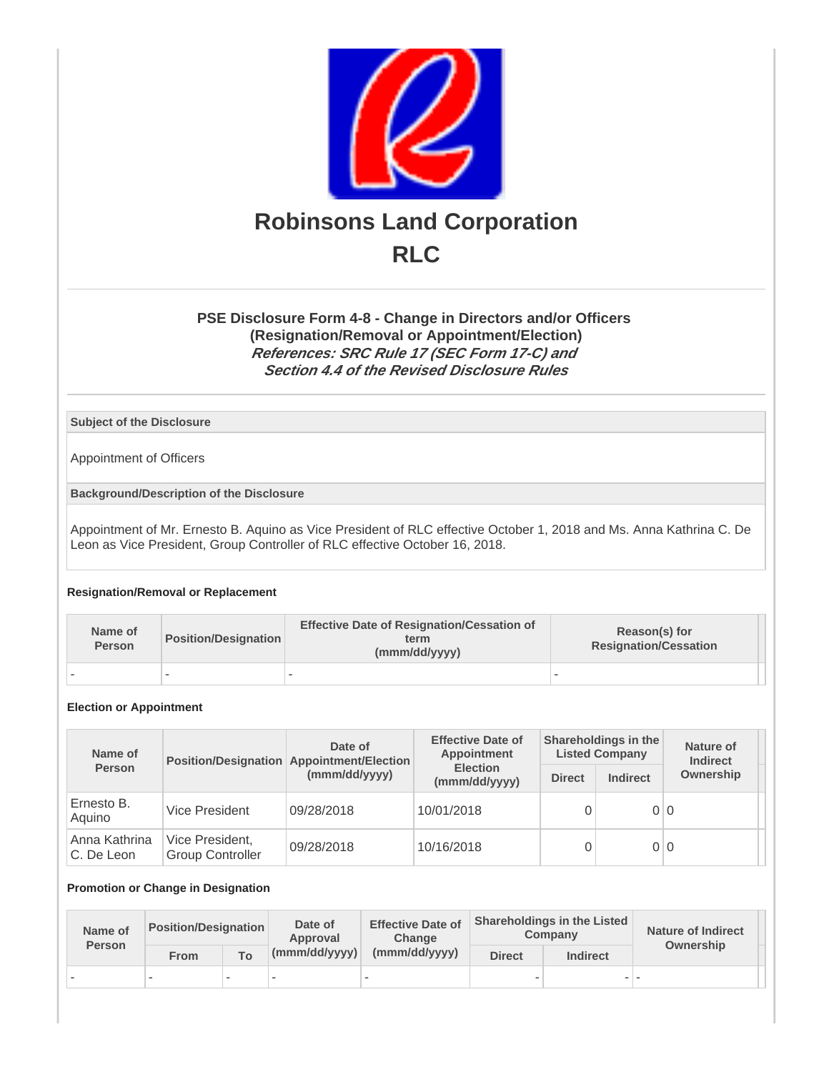# Robinsons Land Corporation
# RLC

### PSE Disclosure Form 4-8 - Change in Directors and/or Officers (Resignation/Removal or Appointment/Election)
***References: SRC Rule 17 (SEC Form 17-C) and Section 4.4 of the Revised Disclosure Rules***

**Subject of the Disclosure**

Appointment of Officers

**Background/Description of the Disclosure**

Appointment of Mr. Ernesto B. Aquino as Vice President of RLC effective October 1, 2018 and Ms. Anna Kathrina C. De Leon as Vice President, Group Controller of RLC effective October 16, 2018.

**Resignation/Removal or Replacement**

| Name of Person | Position/Designation | Effective Date of Resignation/Cessation of term (mmm/dd/yyyy) | Reason(s) for Resignation/Cessation |
|---|---|---|---|
| - | - | - | - |

**Election or Appointment**

| Name of Person | Position/Designation | Date of Appointment/Election (mmm/dd/yyyy) | Effective Date of Appointment Election (mmm/dd/yyyy) | Shareholdings in the Listed Company | | Nature of Indirect Ownership |
|---|---|---|---|---|---|---|
| | | | | Direct | Indirect | |
| Ernesto B. Aquino | Vice President | 09/28/2018 | 10/01/2018 | 0 | 0 | 0 |
| Anna Kathrina C. De Leon | Vice President, Group Controller | 09/28/2018 | 10/16/2018 | 0 | 0 | 0 |

**Promotion or Change in Designation**

| Name of Person | Position/Designation | | Date of Approval (mmm/dd/yyyy) | Effective Date of Change (mmm/dd/yyyy) | Shareholdings in the Listed Company | | Nature of Indirect Ownership |
|---|---|---|---|---|---|---|---|
| | From | To | | | Direct | Indirect | |
| - | - | - | - | - | - | - | - |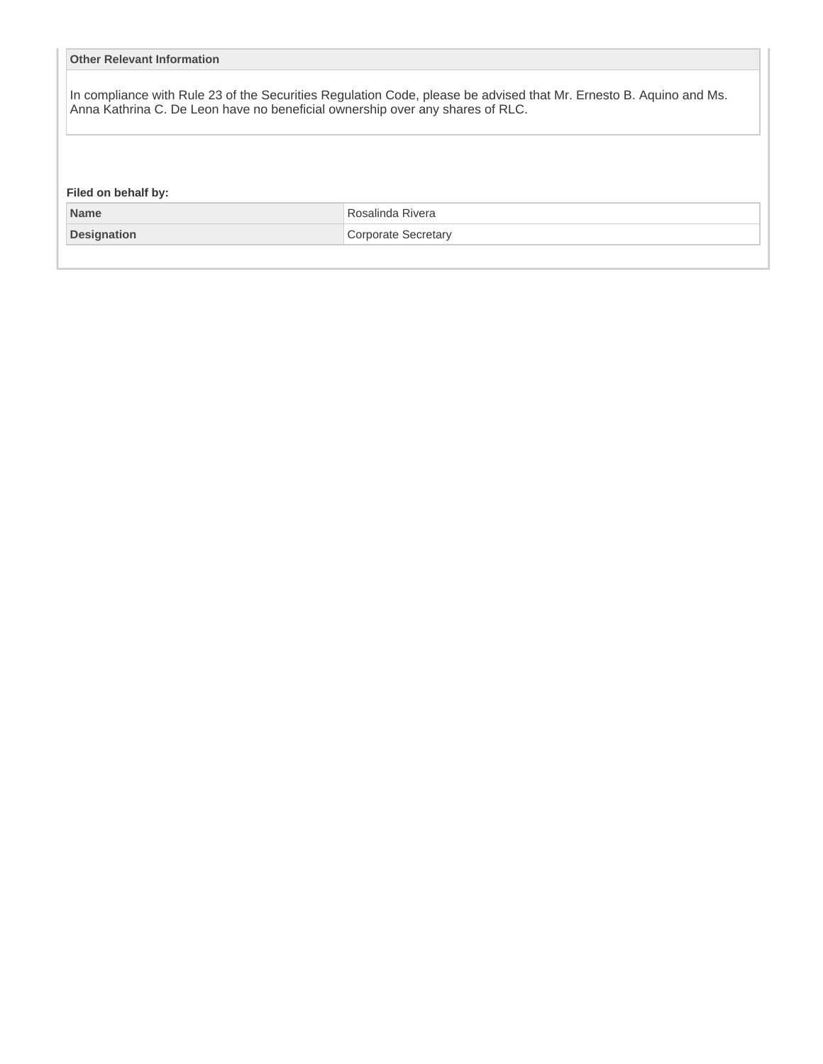| Other Relevant Information |
| --- |
| In compliance with Rule 23 of the Securities Regulation Code, please be advised that Mr. Ernesto B. Aquino and Ms. Anna Kathrina C. De Leon have no beneficial ownership over any shares of RLC. |

**Filed on behalf by:**

| | |
| --- | --- |
| **Name** | Rosalinda Rivera |
| **Designation** | Corporate Secretary |